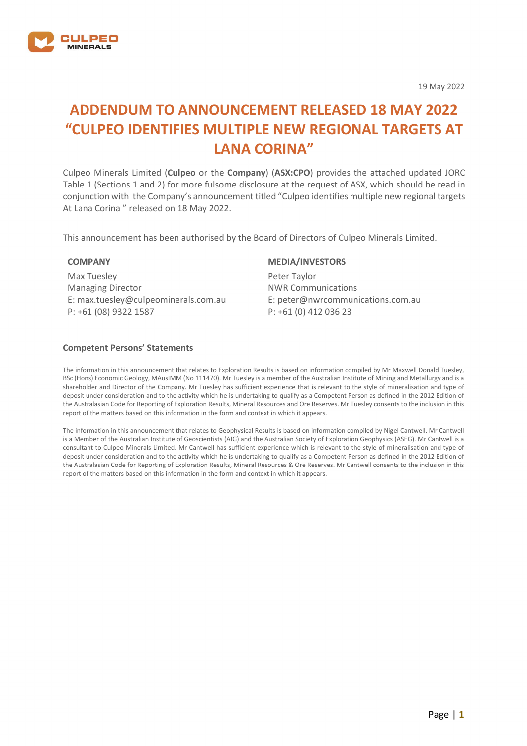19 May 2022

# ADDENDUM TO ANNOUNCEMENT RELEASED 18 MAY 2022 "CULPEO IDENTIFIES MULTIPLE NEW REGIONAL TARGETS AT LANA CORINA"

Culpeo Minerals Limited (**Culpeo** or the **Company**) (**ASX:CPO**) provides the attached updated JORC Table 1 (Sections 1 and 2) for more fulsome disclosure at the request of ASX, which should be read in conjunction with the Company's announcement titled "Culpeo identifies multiple new regional targets At Lana Corina " released on 18 May 2022.

This announcement has been authorised by the Board of Directors of Culpeo Minerals Limited.

**COMPANY**

Max Tuesley
Managing Director
E: max.tuesley@culpeominerals.com.au
P: +61 (08) 9322 1587

**MEDIA/INVESTORS**

Peter Taylor
NWR Communications
E: peter@nwrcommunications.com.au
P: +61 (0) 412 036 23

### Competent Persons' Statements

The information in this announcement that relates to Exploration Results is based on information compiled by Mr Maxwell Donald Tuesley, BSc (Hons) Economic Geology, MAusIMM (No 111470). Mr Tuesley is a member of the Australian Institute of Mining and Metallurgy and is a shareholder and Director of the Company. Mr Tuesley has sufficient experience that is relevant to the style of mineralisation and type of deposit under consideration and to the activity which he is undertaking to qualify as a Competent Person as defined in the 2012 Edition of the Australasian Code for Reporting of Exploration Results, Mineral Resources and Ore Reserves. Mr Tuesley consents to the inclusion in this report of the matters based on this information in the form and context in which it appears.

The information in this announcement that relates to Geophysical Results is based on information compiled by Nigel Cantwell. Mr Cantwell is a Member of the Australian Institute of Geoscientists (AIG) and the Australian Society of Exploration Geophysics (ASEG). Mr Cantwell is a consultant to Culpeo Minerals Limited. Mr Cantwell has sufficient experience which is relevant to the style of mineralisation and type of deposit under consideration and to the activity which he is undertaking to qualify as a Competent Person as defined in the 2012 Edition of the Australasian Code for Reporting of Exploration Results, Mineral Resources & Ore Reserves. Mr Cantwell consents to the inclusion in this report of the matters based on this information in the form and context in which it appears.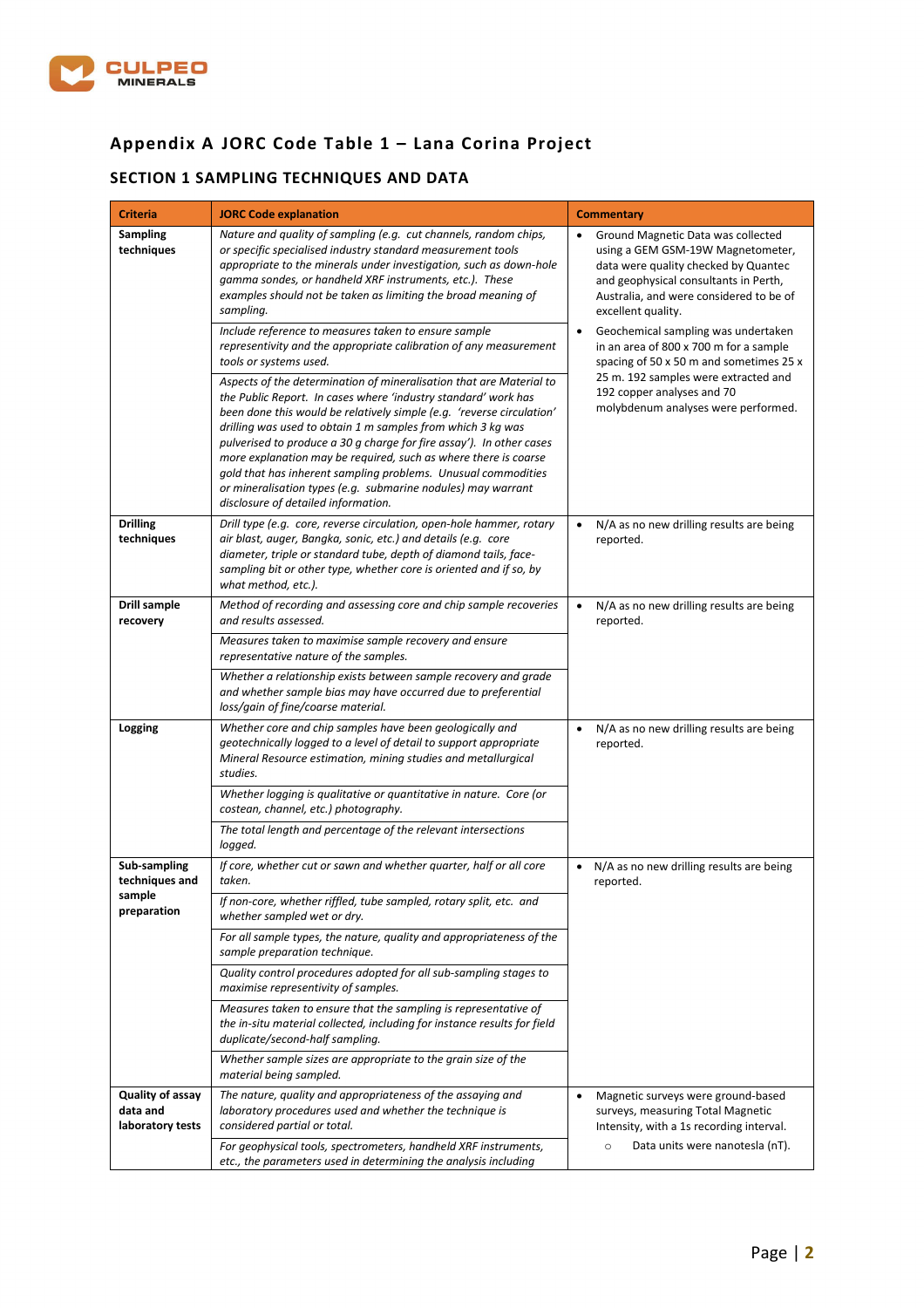## Appendix A JORC Code Table 1 – Lana Corina Project

### SECTION 1 SAMPLING TECHNIQUES AND DATA

| Criteria | JORC Code explanation | Commentary |
|---|---|---|
| **Sampling techniques** | *Nature and quality of sampling (e.g. cut channels, random chips, or specific specialised industry standard measurement tools appropriate to the minerals under investigation, such as down-hole gamma sondes, or handheld XRF instruments, etc.). These examples should not be taken as limiting the broad meaning of sampling.* | • Ground Magnetic Data was collected using a GEM GSM-19W Magnetometer, data were quality checked by Quantec and geophysical consultants in Perth, Australia, and were considered to be of excellent quality. |
| | *Include reference to measures taken to ensure sample representivity and the appropriate calibration of any measurement tools or systems used.* | • Geochemical sampling was undertaken in an area of 800 x 700 m for a sample spacing of 50 x 50 m and sometimes 25 x 25 m. 192 samples were extracted and 192 copper analyses and 70 molybdenum analyses were performed. |
| | *Aspects of the determination of mineralisation that are Material to the Public Report. In cases where 'industry standard' work has been done this would be relatively simple (e.g. 'reverse circulation' drilling was used to obtain 1 m samples from which 3 kg was pulverised to produce a 30 g charge for fire assay'). In other cases more explanation may be required, such as where there is coarse gold that has inherent sampling problems. Unusual commodities or mineralisation types (e.g. submarine nodules) may warrant disclosure of detailed information.* | |
| **Drilling techniques** | *Drill type (e.g. core, reverse circulation, open-hole hammer, rotary air blast, auger, Bangka, sonic, etc.) and details (e.g. core diameter, triple or standard tube, depth of diamond tails, face-sampling bit or other type, whether core is oriented and if so, by what method, etc.).* | • N/A as no new drilling results are being reported. |
| **Drill sample recovery** | *Method of recording and assessing core and chip sample recoveries and results assessed.* | • N/A as no new drilling results are being reported. |
| | *Measures taken to maximise sample recovery and ensure representative nature of the samples.* | |
| | *Whether a relationship exists between sample recovery and grade and whether sample bias may have occurred due to preferential loss/gain of fine/coarse material.* | |
| **Logging** | *Whether core and chip samples have been geologically and geotechnically logged to a level of detail to support appropriate Mineral Resource estimation, mining studies and metallurgical studies.* | • N/A as no new drilling results are being reported. |
| | *Whether logging is qualitative or quantitative in nature. Core (or costean, channel, etc.) photography.* | |
| | *The total length and percentage of the relevant intersections logged.* | |
| **Sub-sampling techniques and sample preparation** | *If core, whether cut or sawn and whether quarter, half or all core taken.* | • N/A as no new drilling results are being reported. |
| | *If non-core, whether riffled, tube sampled, rotary split, etc. and whether sampled wet or dry.* | |
| | *For all sample types, the nature, quality and appropriateness of the sample preparation technique.* | |
| | *Quality control procedures adopted for all sub-sampling stages to maximise representivity of samples.* | |
| | *Measures taken to ensure that the sampling is representative of the in-situ material collected, including for instance results for field duplicate/second-half sampling.* | |
| | *Whether sample sizes are appropriate to the grain size of the material being sampled.* | |
| **Quality of assay data and laboratory tests** | *The nature, quality and appropriateness of the assaying and laboratory procedures used and whether the technique is considered partial or total.* | • Magnetic surveys were ground-based surveys, measuring Total Magnetic Intensity, with a 1s recording interval.<br>  ○ Data units were nanotesla (nT). |
| | *For geophysical tools, spectrometers, handheld XRF instruments, etc., the parameters used in determining the analysis including* | |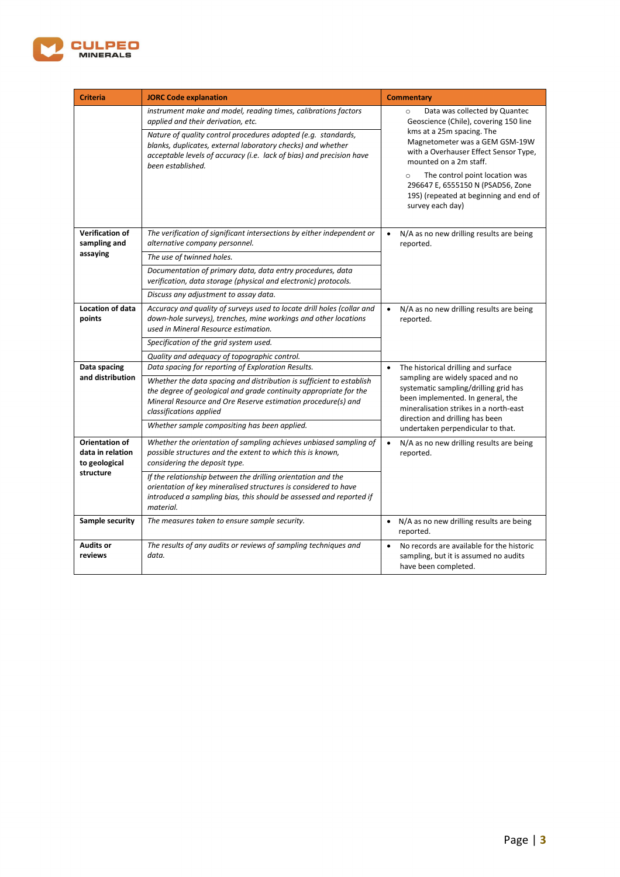| Criteria | JORC Code explanation | Commentary |
|---|---|---|
| | *instrument make and model, reading times, calibrations factors applied and their derivation, etc.* *Nature of quality control procedures adopted (e.g. standards, blanks, duplicates, external laboratory checks) and whether acceptable levels of accuracy (i.e. lack of bias) and precision have been established.* | ○ Data was collected by Quantec Geoscience (Chile), covering 150 line kms at a 25m spacing. The Magnetometer was a GEM GSM-19W with a Overhauser Effect Sensor Type, mounted on a 2m staff. ○ The control point location was 296647 E, 6555150 N (PSAD56, Zone 19S) (repeated at beginning and end of survey each day) |
| **Verification of sampling and assaying** | *The verification of significant intersections by either independent or alternative company personnel.* *The use of twinned holes.* *Documentation of primary data, data entry procedures, data verification, data storage (physical and electronic) protocols.* *Discuss any adjustment to assay data.* | • N/A as no new drilling results are being reported. |
| **Location of data points** | *Accuracy and quality of surveys used to locate drill holes (collar and down-hole surveys), trenches, mine workings and other locations used in Mineral Resource estimation.* *Specification of the grid system used.* *Quality and adequacy of topographic control.* | • N/A as no new drilling results are being reported. |
| **Data spacing and distribution** | *Data spacing for reporting of Exploration Results.* *Whether the data spacing and distribution is sufficient to establish the degree of geological and grade continuity appropriate for the Mineral Resource and Ore Reserve estimation procedure(s) and classifications applied* *Whether sample compositing has been applied.* | • The historical drilling and surface sampling are widely spaced and no systematic sampling/drilling grid has been implemented. In general, the mineralisation strikes in a north-east direction and drilling has been undertaken perpendicular to that. |
| **Orientation of data in relation to geological structure** | *Whether the orientation of sampling achieves unbiased sampling of possible structures and the extent to which this is known, considering the deposit type.* *If the relationship between the drilling orientation and the orientation of key mineralised structures is considered to have introduced a sampling bias, this should be assessed and reported if material.* | • N/A as no new drilling results are being reported. |
| **Sample security** | *The measures taken to ensure sample security.* | • N/A as no new drilling results are being reported. |
| **Audits or reviews** | *The results of any audits or reviews of sampling techniques and data.* | • No records are available for the historic sampling, but it is assumed no audits have been completed. |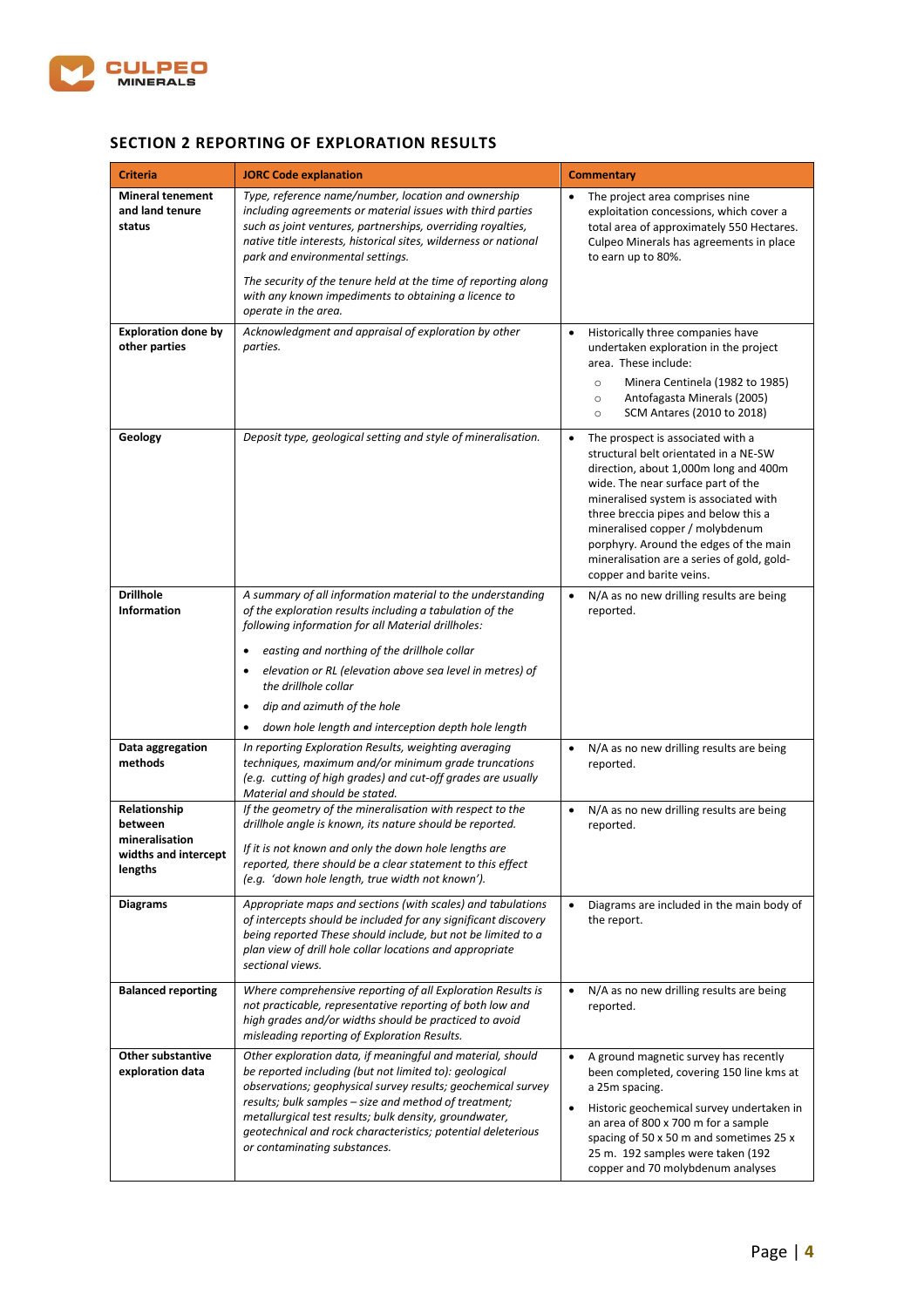## SECTION 2 REPORTING OF EXPLORATION RESULTS

| Criteria | JORC Code explanation | Commentary |
|---|---|---|
| **Mineral tenement and land tenure status** | *Type, reference name/number, location and ownership including agreements or material issues with third parties such as joint ventures, partnerships, overriding royalties, native title interests, historical sites, wilderness or national park and environmental settings.*<br><br>*The security of the tenure held at the time of reporting along with any known impediments to obtaining a licence to operate in the area.* | • The project area comprises nine exploitation concessions, which cover a total area of approximately 550 Hectares. Culpeo Minerals has agreements in place to earn up to 80%. |
| **Exploration done by other parties** | *Acknowledgment and appraisal of exploration by other parties.* | • Historically three companies have undertaken exploration in the project area. These include:<br>  ○ Minera Centinela (1982 to 1985)<br>  ○ Antofagasta Minerals (2005)<br>  ○ SCM Antares (2010 to 2018) |
| **Geology** | *Deposit type, geological setting and style of mineralisation.* | • The prospect is associated with a structural belt orientated in a NE-SW direction, about 1,000m long and 400m wide. The near surface part of the mineralised system is associated with three breccia pipes and below this a mineralised copper / molybdenum porphyry. Around the edges of the main mineralisation are a series of gold, gold-copper and barite veins. |
| **Drillhole Information** | *A summary of all information material to the understanding of the exploration results including a tabulation of the following information for all Material drillholes:*<br>• *easting and northing of the drillhole collar*<br>• *elevation or RL (elevation above sea level in metres) of the drillhole collar*<br>• *dip and azimuth of the hole*<br>• *down hole length and interception depth hole length* | • N/A as no new drilling results are being reported. |
| **Data aggregation methods** | *In reporting Exploration Results, weighting averaging techniques, maximum and/or minimum grade truncations (e.g. cutting of high grades) and cut-off grades are usually Material and should be stated.* | • N/A as no new drilling results are being reported. |
| **Relationship between mineralisation widths and intercept lengths** | *If the geometry of the mineralisation with respect to the drillhole angle is known, its nature should be reported.*<br><br>*If it is not known and only the down hole lengths are reported, there should be a clear statement to this effect (e.g. 'down hole length, true width not known').* | • N/A as no new drilling results are being reported. |
| **Diagrams** | *Appropriate maps and sections (with scales) and tabulations of intercepts should be included for any significant discovery being reported These should include, but not be limited to a plan view of drill hole collar locations and appropriate sectional views.* | • Diagrams are included in the main body of the report. |
| **Balanced reporting** | *Where comprehensive reporting of all Exploration Results is not practicable, representative reporting of both low and high grades and/or widths should be practiced to avoid misleading reporting of Exploration Results.* | • N/A as no new drilling results are being reported. |
| **Other substantive exploration data** | *Other exploration data, if meaningful and material, should be reported including (but not limited to): geological observations; geophysical survey results; geochemical survey results; bulk samples – size and method of treatment; metallurgical test results; bulk density, groundwater, geotechnical and rock characteristics; potential deleterious or contaminating substances.* | • A ground magnetic survey has recently been completed, covering 150 line kms at a 25m spacing.<br>• Historic geochemical survey undertaken in an area of 800 x 700 m for a sample spacing of 50 x 50 m and sometimes 25 x 25 m. 192 samples were taken (192 copper and 70 molybdenum analyses |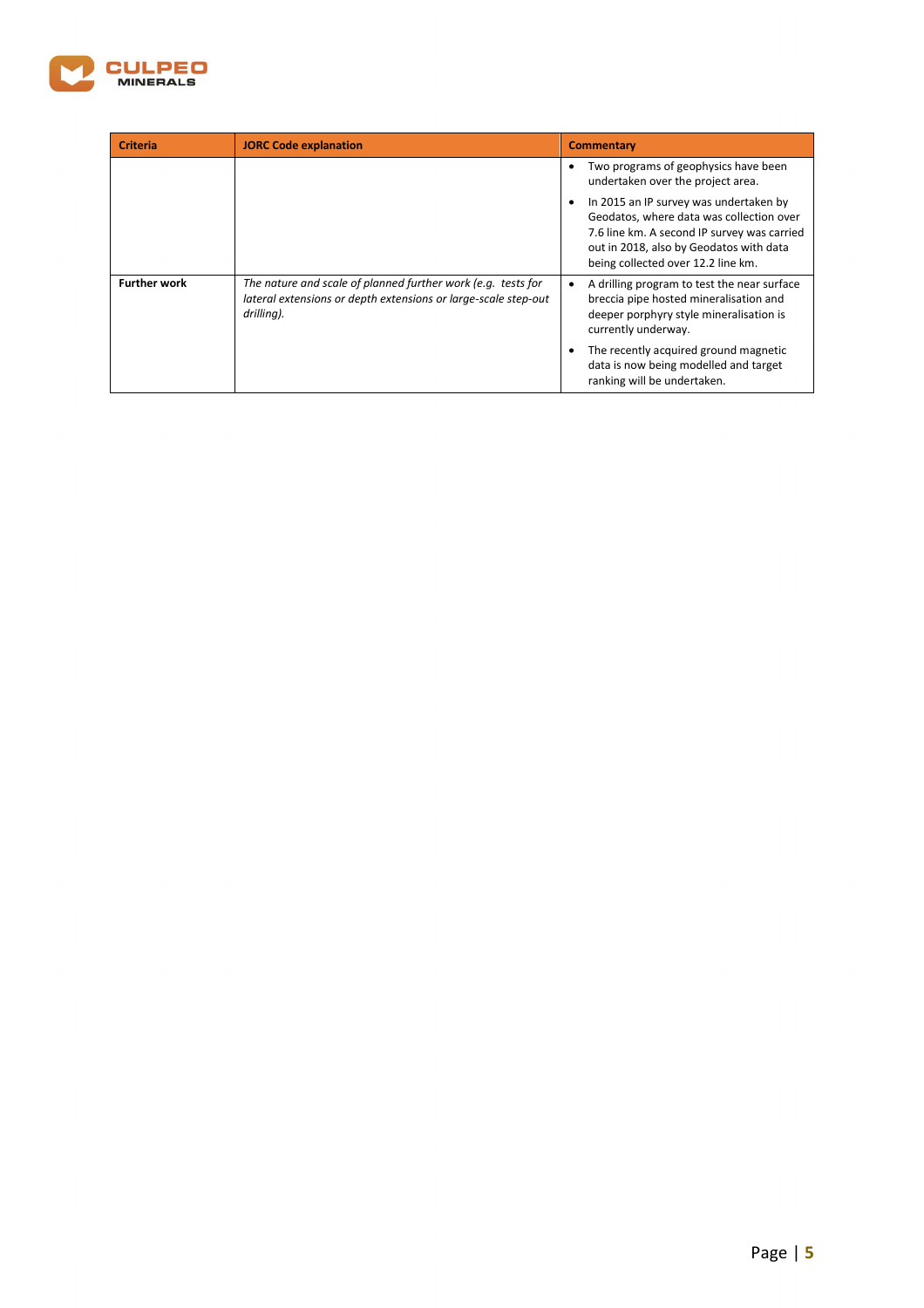| Criteria | JORC Code explanation | Commentary |
|---|---|---|
| | | • Two programs of geophysics have been undertaken over the project area.<br>• In 2015 an IP survey was undertaken by Geodatos, where data was collection over 7.6 line km. A second IP survey was carried out in 2018, also by Geodatos with data being collected over 12.2 line km. |
| **Further work** | *The nature and scale of planned further work (e.g. tests for lateral extensions or depth extensions or large-scale step-out drilling).* | • A drilling program to test the near surface breccia pipe hosted mineralisation and deeper porphyry style mineralisation is currently underway.<br>• The recently acquired ground magnetic data is now being modelled and target ranking will be undertaken. |